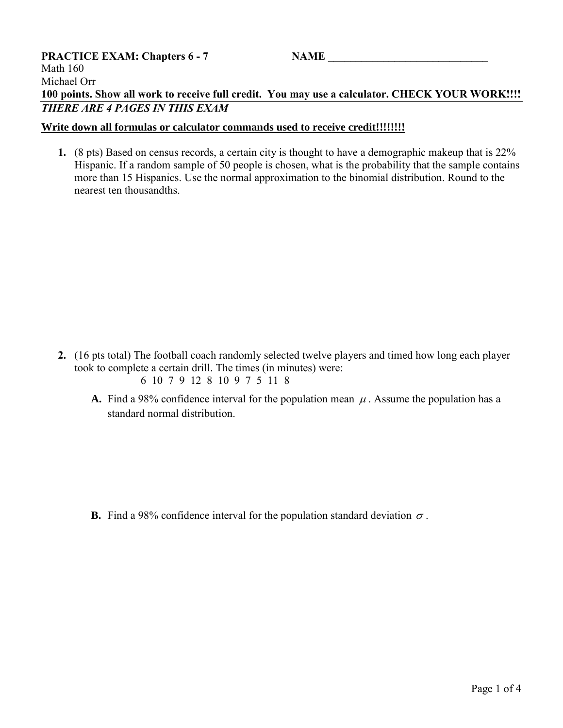**PRACTICE EXAM: Chapters 6 - 7** **NAME _____________________________**
Math 160
Michael Orr
**100 points. Show all work to receive full credit. You may use a calculator. CHECK YOUR WORK!!!!**
***THERE ARE 4 PAGES IN THIS EXAM***

**Write down all formulas or calculator commands used to receive credit!!!!!!!!**

1. (8 pts) Based on census records, a certain city is thought to have a demographic makeup that is 22% Hispanic. If a random sample of 50 people is chosen, what is the probability that the sample contains more than 15 Hispanics. Use the normal approximation to the binomial distribution. Round to the nearest ten thousandths.

2. (16 pts total) The football coach randomly selected twelve players and timed how long each player took to complete a certain drill. The times (in minutes) were:

   6 10 7 9 12 8 10 9 7 5 11 8

   **A.** Find a 98% confidence interval for the population mean $\mu$. Assume the population has a standard normal distribution.

   **B.** Find a 98% confidence interval for the population standard deviation $\sigma$.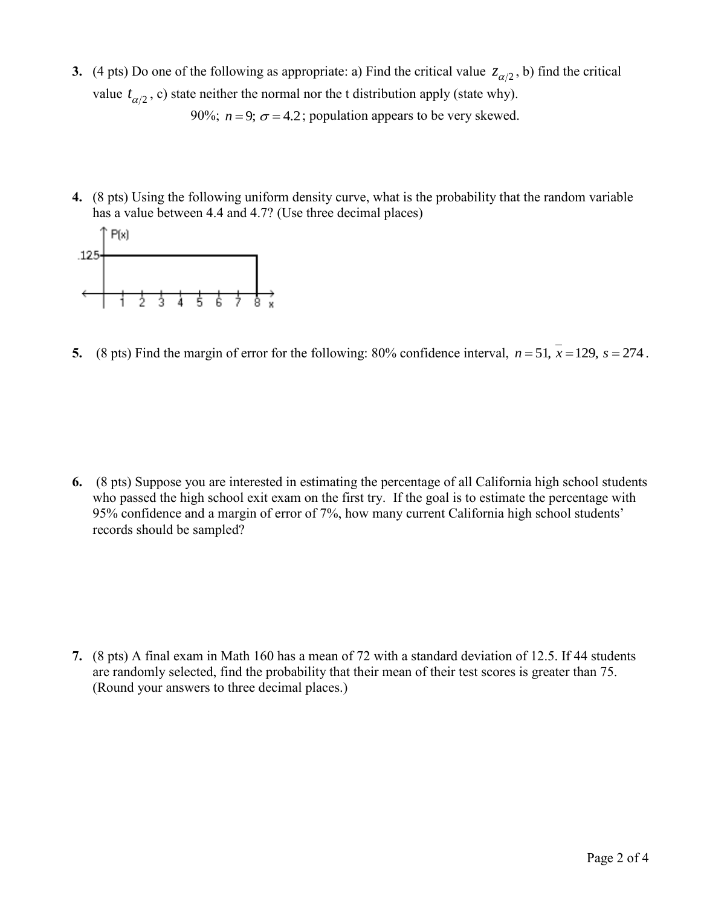**3.** (4 pts) Do one of the following as appropriate: a) Find the critical value $z_{\alpha/2}$, b) find the critical value $t_{\alpha/2}$, c) state neither the normal nor the t distribution apply (state why).

$$90\%;\ n = 9;\ \sigma = 4.2;\ \text{population appears to be very skewed.}$$

**4.** (8 pts) Using the following uniform density curve, what is the probability that the random variable has a value between 4.4 and 4.7? (Use three decimal places)

P(x)

.125

1 2 3 4 5 6 7 8 x

**5.** (8 pts) Find the margin of error for the following: 80% confidence interval, $n = 51,\ \bar{x} = 129,\ s = 274$.

**6.** (8 pts) Suppose you are interested in estimating the percentage of all California high school students who passed the high school exit exam on the first try. If the goal is to estimate the percentage with 95% confidence and a margin of error of 7%, how many current California high school students' records should be sampled?

**7.** (8 pts) A final exam in Math 160 has a mean of 72 with a standard deviation of 12.5. If 44 students are randomly selected, find the probability that their mean of their test scores is greater than 75. (Round your answers to three decimal places.)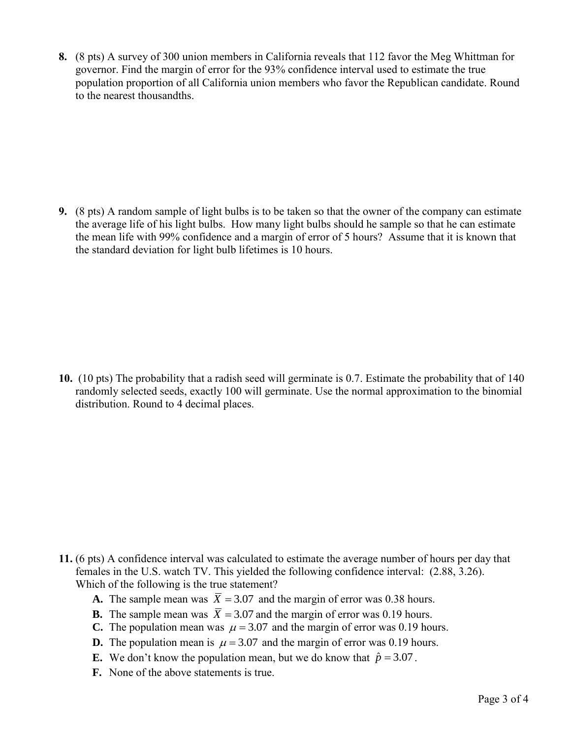**8.** (8 pts) A survey of 300 union members in California reveals that 112 favor the Meg Whittman for governor. Find the margin of error for the 93% confidence interval used to estimate the true population proportion of all California union members who favor the Republican candidate. Round to the nearest thousandths.

**9.** (8 pts) A random sample of light bulbs is to be taken so that the owner of the company can estimate the average life of his light bulbs. How many light bulbs should he sample so that he can estimate the mean life with 99% confidence and a margin of error of 5 hours? Assume that it is known that the standard deviation for light bulb lifetimes is 10 hours.

**10.** (10 pts) The probability that a radish seed will germinate is 0.7. Estimate the probability that of 140 randomly selected seeds, exactly 100 will germinate. Use the normal approximation to the binomial distribution. Round to 4 decimal places.

**11.** (6 pts) A confidence interval was calculated to estimate the average number of hours per day that females in the U.S. watch TV. This yielded the following confidence interval: (2.88, 3.26). Which of the following is the true statement?

- **A.** The sample mean was $\bar{X} = 3.07$ and the margin of error was 0.38 hours.
- **B.** The sample mean was $\bar{X} = 3.07$ and the margin of error was 0.19 hours.
- **C.** The population mean was $\mu = 3.07$ and the margin of error was 0.19 hours.
- **D.** The population mean is $\mu = 3.07$ and the margin of error was 0.19 hours.
- **E.** We don't know the population mean, but we do know that $\hat{p} = 3.07$.
- **F.** None of the above statements is true.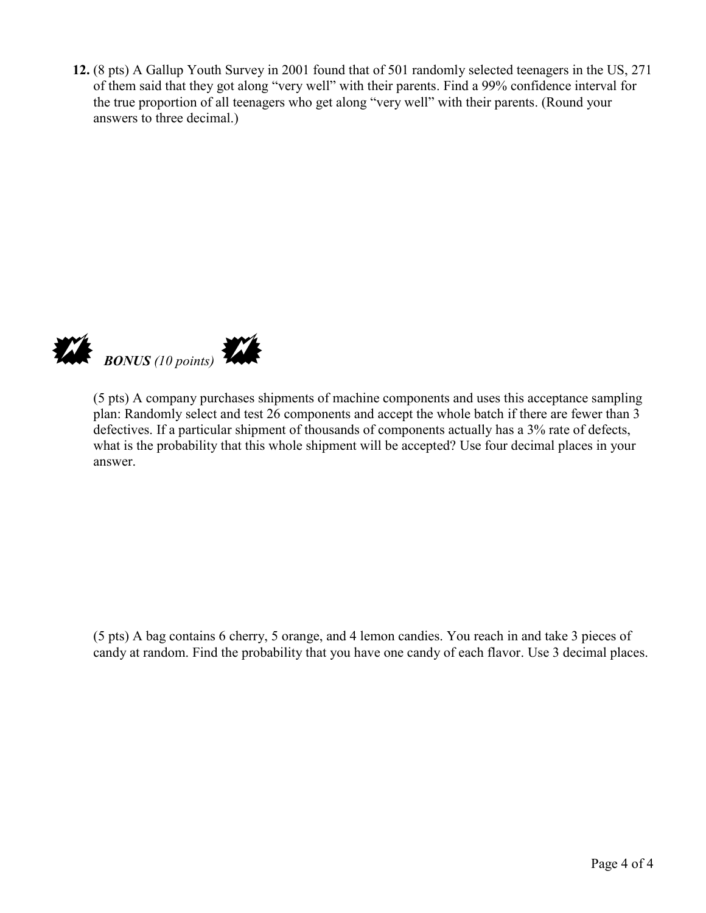**12.** (8 pts) A Gallup Youth Survey in 2001 found that of 501 randomly selected teenagers in the US, 271 of them said that they got along "very well" with their parents. Find a 99% confidence interval for the true proportion of all teenagers who get along "very well" with their parents. (Round your answers to three decimal.)

***BONUS** (10 points)*

(5 pts) A company purchases shipments of machine components and uses this acceptance sampling plan: Randomly select and test 26 components and accept the whole batch if there are fewer than 3 defectives. If a particular shipment of thousands of components actually has a 3% rate of defects, what is the probability that this whole shipment will be accepted? Use four decimal places in your answer.

(5 pts) A bag contains 6 cherry, 5 orange, and 4 lemon candies. You reach in and take 3 pieces of candy at random. Find the probability that you have one candy of each flavor. Use 3 decimal places.